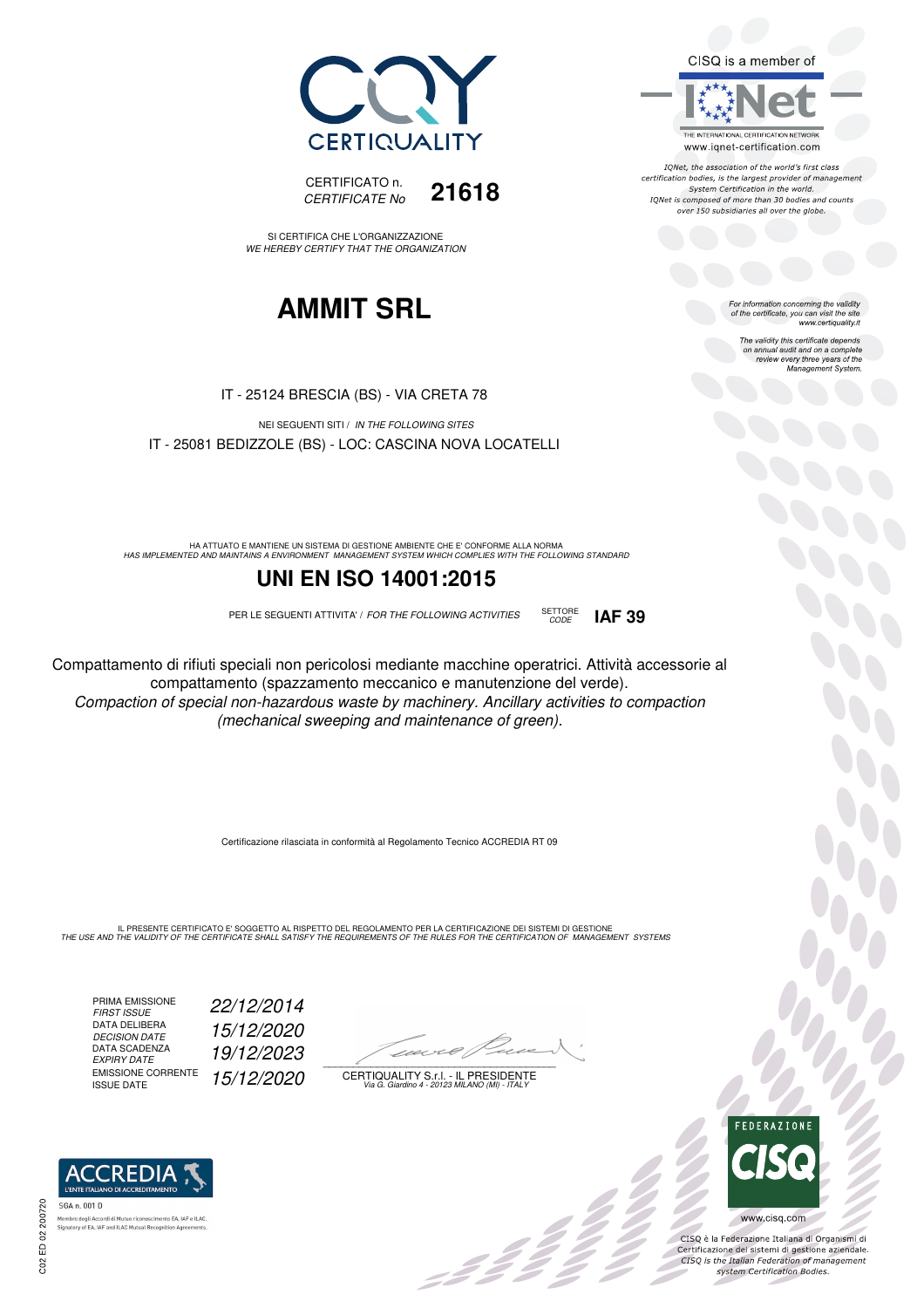CERTIQUALITY

CERTIFICATO n.
*CERTIFICATE No* **21618**

CISQ is a member of

IQNet

THE INTERNATIONAL CERTIFICATION NETWORK
www.iqnet-certification.com

*IQNet, the association of the world's first class certification bodies, is the largest provider of management System Certification in the world. IQNet is composed of more than 30 bodies and counts over 150 subsidiaries all over the globe.*

SI CERTIFICA CHE L'ORGANIZZAZIONE
*WE HEREBY CERTIFY THAT THE ORGANIZATION*

# AMMIT SRL

*For information concerning the validity of the certificate, you can visit the site www.certiquality.it*

*The validity this certificate depends on annual audit and on a complete review every three years of the Management System.*

IT - 25124 BRESCIA (BS) - VIA CRETA 78

NEI SEGUENTI SITI / *IN THE FOLLOWING SITES*

IT - 25081 BEDIZZOLE (BS) - LOC: CASCINA NOVA LOCATELLI

HA ATTUATO E MANTIENE UN SISTEMA DI GESTIONE AMBIENTE CHE E' CONFORME ALLA NORMA
*HAS IMPLEMENTED AND MAINTAINS A ENVIRONMENT MANAGEMENT SYSTEM WHICH COMPLIES WITH THE FOLLOWING STANDARD*

## UNI EN ISO 14001:2015

PER LE SEGUENTI ATTIVITA' / *FOR THE FOLLOWING ACTIVITIES* SETTORE *CODE* **IAF 39**

Compattamento di rifiuti speciali non pericolosi mediante macchine operatrici. Attività accessorie al compattamento (spazzamento meccanico e manutenzione del verde).
*Compaction of special non-hazardous waste by machinery. Ancillary activities to compaction (mechanical sweeping and maintenance of green).*

Certificazione rilasciata in conformità al Regolamento Tecnico ACCREDIA RT 09

IL PRESENTE CERTIFICATO E' SOGGETTO AL RISPETTO DEL REGOLAMENTO PER LA CERTIFICAZIONE DEI SISTEMI DI GESTIONE
*THE USE AND THE VALIDITY OF THE CERTIFICATE SHALL SATISFY THE REQUIREMENTS OF THE RULES FOR THE CERTIFICATION OF MANAGEMENT SYSTEMS*

| | |
|---|---|
| PRIMA EMISSIONE *FIRST ISSUE* | *22/12/2014* |
| DATA DELIBERA *DECISION DATE* | *15/12/2020* |
| DATA SCADENZA *EXPIRY DATE* | *19/12/2023* |
| EMISSIONE CORRENTE ISSUE DATE | *15/12/2020* |

CERTIQUALITY S.r.l. - IL PRESIDENTE
*Via G. Giardino 4 - 20123 MILANO (MI) - ITALY*

ACCREDIA
L'ENTE ITALIANO DI ACCREDITAMENTO
SGA n. 001 D
Membro degli Accordi di Mutuo riconoscimento EA, IAF e ILAC.
Signatory of EA, IAF and ILAC Mutual Recognition Agreements.

C02 ED 02 200720

FEDERAZIONE CISQ
www.cisq.com

CISQ è la Federazione Italiana di Organismi di Certificazione dei sistemi di gestione aziendale.
*CISQ is the Italian Federation of management system Certification Bodies.*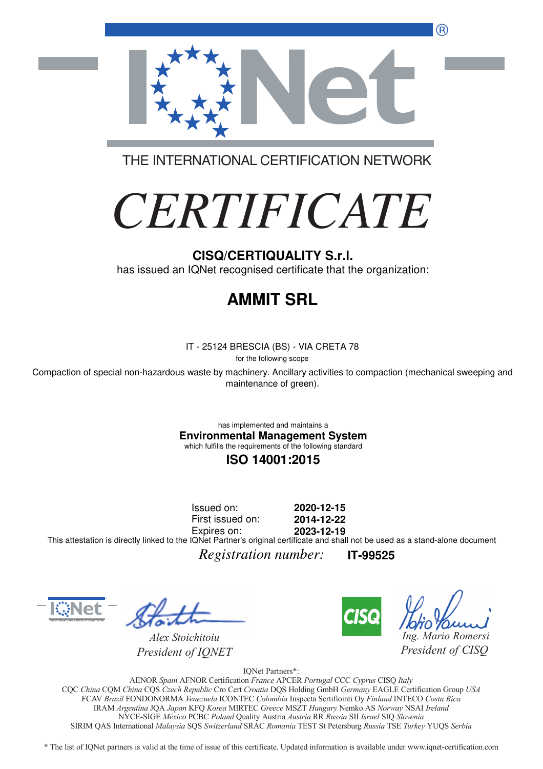THE INTERNATIONAL CERTIFICATION NETWORK

# *CERTIFICATE*

**CISQ/CERTIQUALITY S.r.l.**

has issued an IQNet recognised certificate that the organization:

## AMMIT SRL

IT - 25124 BRESCIA (BS) - VIA CRETA 78

for the following scope

Compaction of special non-hazardous waste by machinery. Ancillary activities to compaction (mechanical sweeping and maintenance of green).

has implemented and maintains a

**Environmental Management System**

which fulfills the requirements of the following standard

**ISO 14001:2015**

Issued on: **2020-12-15**

First issued on: **2014-12-22**

Expires on: **2023-12-19**

This attestation is directly linked to the IQNet Partner's original certificate and shall not be used as a stand-alone document

*Registration number:* **IT-99525**

*Alex Stoichitoiu*
*President of IQNET*

*Ing. Mario Romersi*
*President of CISQ*

IQNet Partners*:

AENOR *Spain* AFNOR Certification *France* APCER *Portugal* CCC *Cyprus* CISQ *Italy*
CQC *China* CQM *China* CQS *Czech Republic* Cro Cert *Croatia* DQS Holding GmbH *Germany* EAGLE Certification Group *USA*
FCAV *Brazil* FONDONORMA *Venezuela* ICONTEC *Colombia* Inspecta Sertifiointi Oy *Finland* INTECO *Costa Rica*
IRAM *Argentina* JQA *Japan* KFQ *Korea* MIRTEC *Greece* MSZT *Hungary* Nemko AS *Norway* NSAI *Ireland*
NYCE-SIGE *México* PCBC *Poland* Quality Austria *Austria* RR *Russia* SII *Israel* SIQ *Slovenia*
SIRIM QAS International *Malaysia* SQS *Switzerland* SRAC *Romania* TEST St Petersburg *Russia* TSE *Turkey* YUQS *Serbia*

* The list of IQNet partners is valid at the time of issue of this certificate. Updated information is available under www.iqnet-certification.com